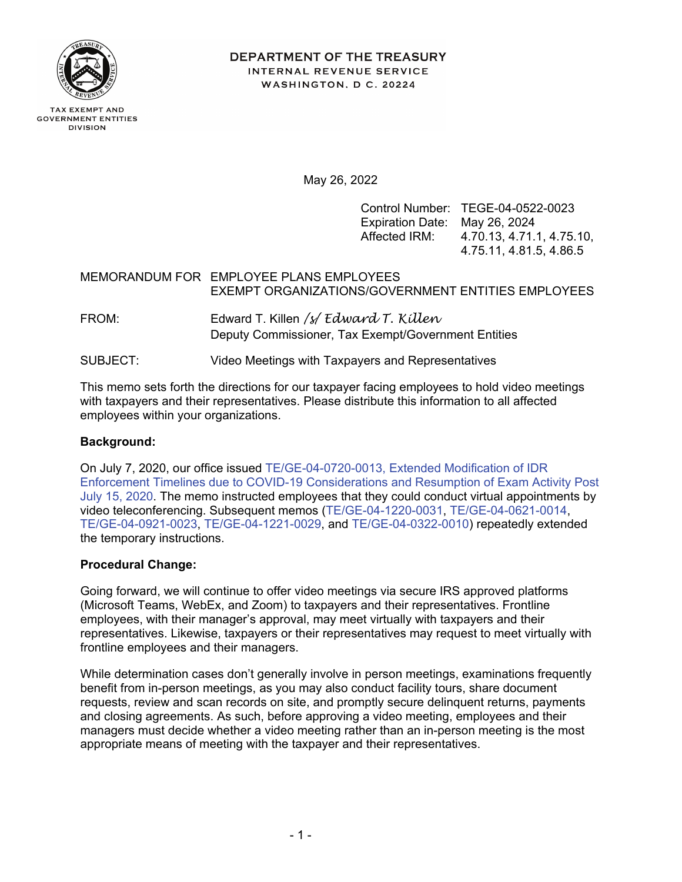DEPARTMENT OF THE TREASURY
INTERNAL REVENUE SERVICE
WASHINGTON, D C. 20224

TAX EXEMPT AND GOVERNMENT ENTITIES DIVISION

May 26, 2022

Control Number: TEGE-04-0522-0023
Expiration Date: May 26, 2024
Affected IRM: 4.70.13, 4.71.1, 4.75.10, 4.75.11, 4.81.5, 4.86.5

MEMORANDUM FOR EMPLOYEE PLANS EMPLOYEES
EXEMPT ORGANIZATIONS/GOVERNMENT ENTITIES EMPLOYEES

FROM: Edward T. Killen /s/ *Edward T. Killen*
Deputy Commissioner, Tax Exempt/Government Entities

SUBJECT: Video Meetings with Taxpayers and Representatives

This memo sets forth the directions for our taxpayer facing employees to hold video meetings with taxpayers and their representatives. Please distribute this information to all affected employees within your organizations.

**Background:**

On July 7, 2020, our office issued TE/GE-04-0720-0013, Extended Modification of IDR Enforcement Timelines due to COVID-19 Considerations and Resumption of Exam Activity Post July 15, 2020. The memo instructed employees that they could conduct virtual appointments by video teleconferencing. Subsequent memos (TE/GE-04-1220-0031, TE/GE-04-0621-0014, TE/GE-04-0921-0023, TE/GE-04-1221-0029, and TE/GE-04-0322-0010) repeatedly extended the temporary instructions.

**Procedural Change:**

Going forward, we will continue to offer video meetings via secure IRS approved platforms (Microsoft Teams, WebEx, and Zoom) to taxpayers and their representatives. Frontline employees, with their manager's approval, may meet virtually with taxpayers and their representatives. Likewise, taxpayers or their representatives may request to meet virtually with frontline employees and their managers.

While determination cases don't generally involve in person meetings, examinations frequently benefit from in-person meetings, as you may also conduct facility tours, share document requests, review and scan records on site, and promptly secure delinquent returns, payments and closing agreements. As such, before approving a video meeting, employees and their managers must decide whether a video meeting rather than an in-person meeting is the most appropriate means of meeting with the taxpayer and their representatives.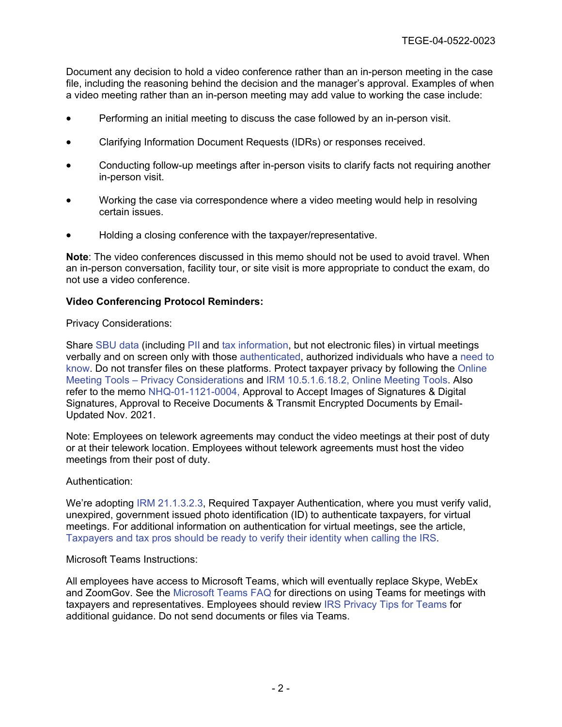Document any decision to hold a video conference rather than an in-person meeting in the case file, including the reasoning behind the decision and the manager's approval. Examples of when a video meeting rather than an in-person meeting may add value to working the case include:

- Performing an initial meeting to discuss the case followed by an in-person visit.
- Clarifying Information Document Requests (IDRs) or responses received.
- Conducting follow-up meetings after in-person visits to clarify facts not requiring another in-person visit.
- Working the case via correspondence where a video meeting would help in resolving certain issues.
- Holding a closing conference with the taxpayer/representative.

**Note**: The video conferences discussed in this memo should not be used to avoid travel. When an in-person conversation, facility tour, or site visit is more appropriate to conduct the exam, do not use a video conference.

**Video Conferencing Protocol Reminders:**

Privacy Considerations:

Share SBU data (including PII and tax information, but not electronic files) in virtual meetings verbally and on screen only with those authenticated, authorized individuals who have a need to know. Do not transfer files on these platforms. Protect taxpayer privacy by following the Online Meeting Tools – Privacy Considerations and IRM 10.5.1.6.18.2, Online Meeting Tools. Also refer to the memo NHQ-01-1121-0004, Approval to Accept Images of Signatures & Digital Signatures, Approval to Receive Documents & Transmit Encrypted Documents by Email-Updated Nov. 2021.

Note: Employees on telework agreements may conduct the video meetings at their post of duty or at their telework location. Employees without telework agreements must host the video meetings from their post of duty.

Authentication:

We're adopting IRM 21.1.3.2.3, Required Taxpayer Authentication, where you must verify valid, unexpired, government issued photo identification (ID) to authenticate taxpayers, for virtual meetings. For additional information on authentication for virtual meetings, see the article, Taxpayers and tax pros should be ready to verify their identity when calling the IRS.

Microsoft Teams Instructions:

All employees have access to Microsoft Teams, which will eventually replace Skype, WebEx and ZoomGov. See the Microsoft Teams FAQ for directions on using Teams for meetings with taxpayers and representatives. Employees should review IRS Privacy Tips for Teams for additional guidance. Do not send documents or files via Teams.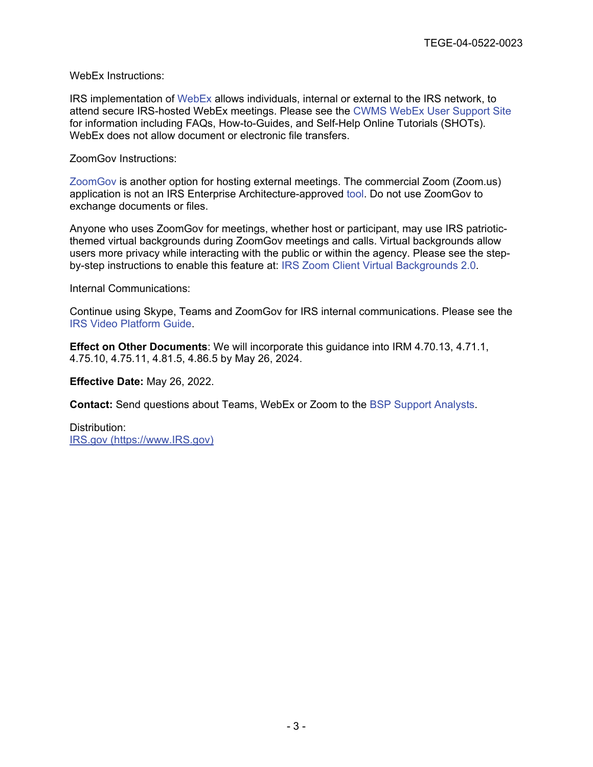WebEx Instructions:

IRS implementation of WebEx allows individuals, internal or external to the IRS network, to attend secure IRS-hosted WebEx meetings. Please see the CWMS WebEx User Support Site for information including FAQs, How-to-Guides, and Self-Help Online Tutorials (SHOTs). WebEx does not allow document or electronic file transfers.

ZoomGov Instructions:

ZoomGov is another option for hosting external meetings. The commercial Zoom (Zoom.us) application is not an IRS Enterprise Architecture-approved tool. Do not use ZoomGov to exchange documents or files.

Anyone who uses ZoomGov for meetings, whether host or participant, may use IRS patriotic-themed virtual backgrounds during ZoomGov meetings and calls. Virtual backgrounds allow users more privacy while interacting with the public or within the agency. Please see the step-by-step instructions to enable this feature at: IRS Zoom Client Virtual Backgrounds 2.0.

Internal Communications:

Continue using Skype, Teams and ZoomGov for IRS internal communications. Please see the IRS Video Platform Guide.

**Effect on Other Documents**: We will incorporate this guidance into IRM 4.70.13, 4.71.1, 4.75.10, 4.75.11, 4.81.5, 4.86.5 by May 26, 2024.

**Effective Date:** May 26, 2022.

**Contact:** Send questions about Teams, WebEx or Zoom to the BSP Support Analysts.

Distribution:
IRS.gov (https://www.IRS.gov)